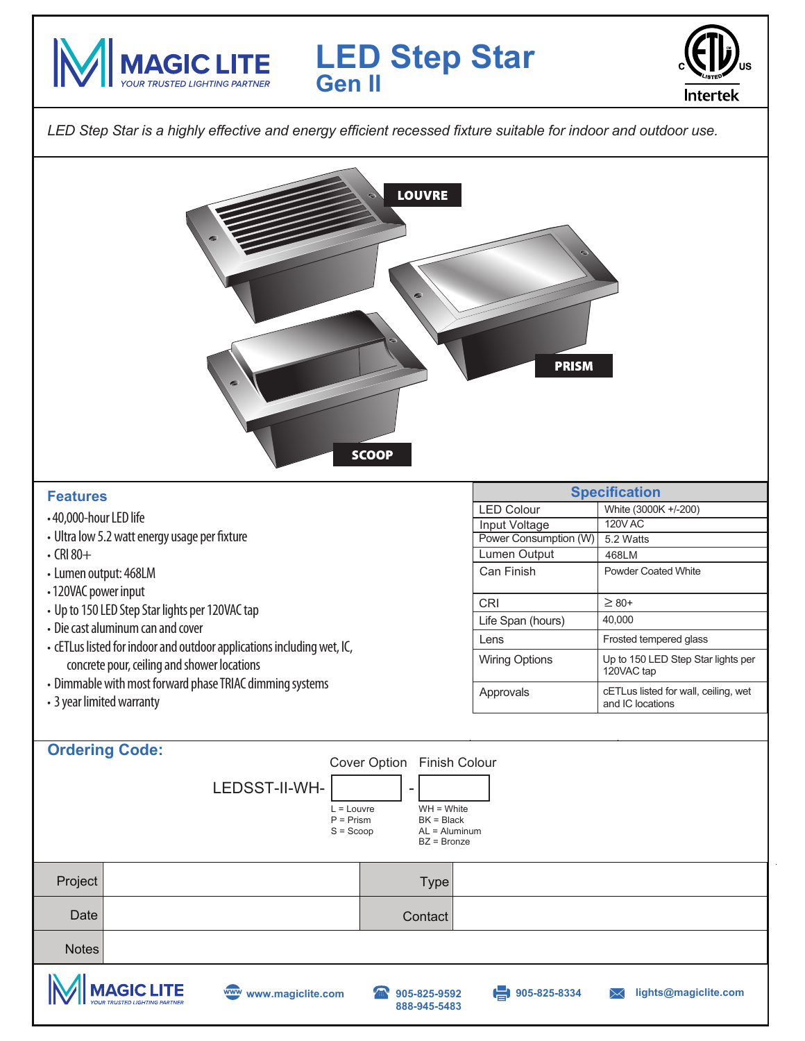# MAGIC LITE

YOUR TRUSTED LIGHTING PARTNER

# LED Step Star
## Gen II

c ETL LISTED us Intertek

*LED Step Star is a highly effective and energy efficient recessed fixture suitable for indoor and outdoor use.*

LOUVRE

PRISM

SCOOP

## Features

- 40,000-hour LED life
- Ultra low 5.2 watt energy usage per fixture
- CRI 80+
- Lumen output: 468LM
- 120VAC power input
- Up to 150 LED Step Star lights per 120VAC tap
- Die cast aluminum can and cover
- cETLus listed for indoor and outdoor applications including wet, IC, concrete pour, ceiling and shower locations
- Dimmable with most forward phase TRIAC dimming systems
- 3 year limited warranty

## Specification

| Specification | |
|---|---|
| LED Colour | White (3000K +/-200) |
| Input Voltage | 120V AC |
| Power Consumption (W) | 5.2 Watts |
| Lumen Output | 468LM |
| Can Finish | Powder Coated White |
| CRI | ≥ 80+ |
| Life Span (hours) | 40,000 |
| Lens | Frosted tempered glass |
| Wiring Options | Up to 150 LED Step Star lights per 120VAC tap |
| Approvals | cETLus listed for wall, ceiling, wet and IC locations |

## Ordering Code:

LEDSST-II-WH- [Cover Option] - [Finish Colour]

Cover Option:
- L = Louvre
- P = Prism
- S = Scoop

Finish Colour:
- WH = White
- BK = Black
- AL = Aluminum
- BZ = Bronze

| Project | | Type | |
|---|---|---|---|
| Date | | Contact | |
| Notes | | | |

MAGIC LITE — YOUR TRUSTED LIGHTING PARTNER

www.magiclite.com | 905-825-9592 / 888-945-5483 | 905-825-8334 | lights@magiclite.com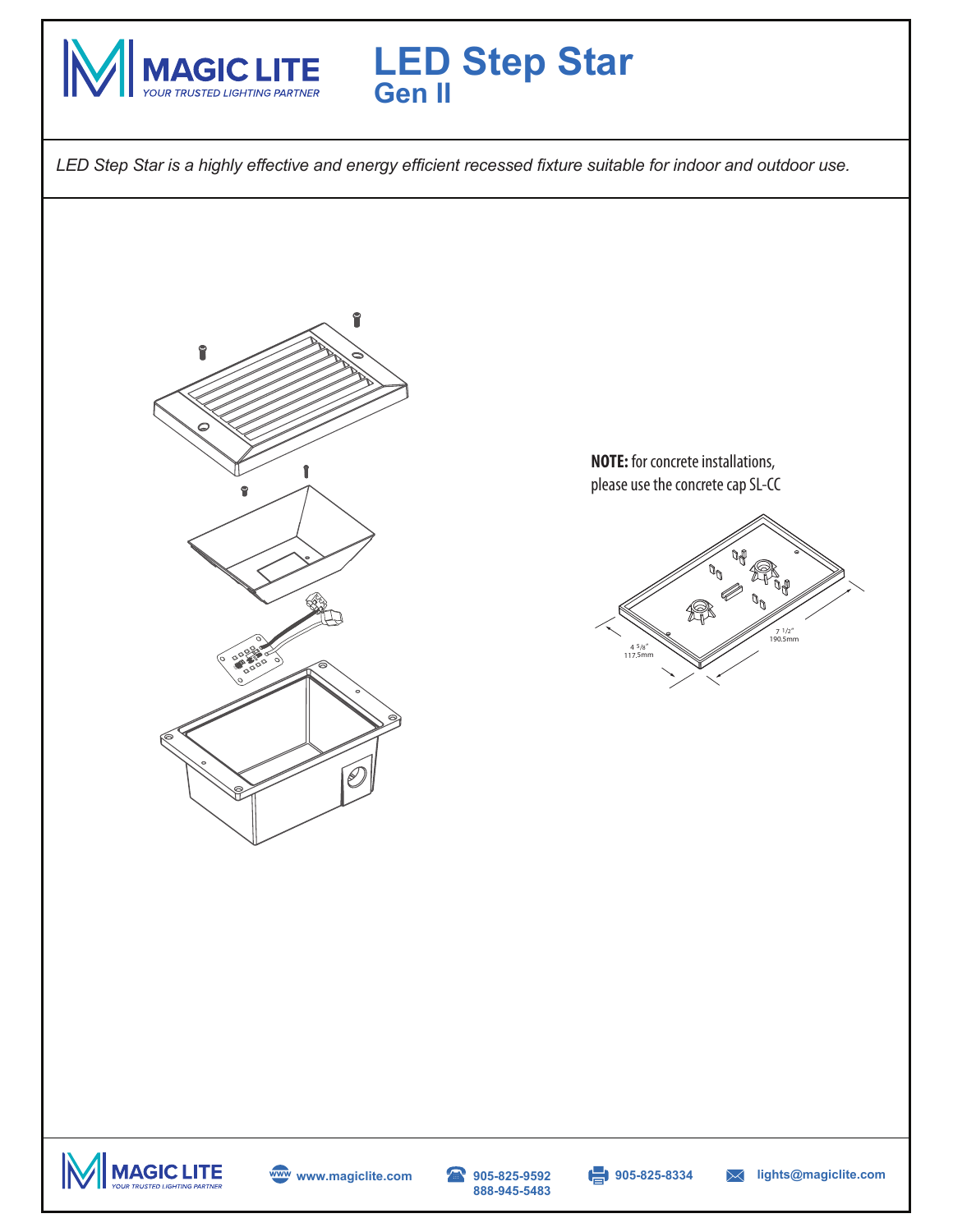# LED Step Star

## Gen II

*LED Step Star is a highly effective and energy efficient recessed fixture suitable for indoor and outdoor use.*

**NOTE:** for concrete installations, please use the concrete cap SL-CC

7 1/2"
190.5mm

4 5/8"
117.5mm

www.magiclite.com | 905-825-9592 888-945-5483 | 905-825-8334 | lights@magiclite.com